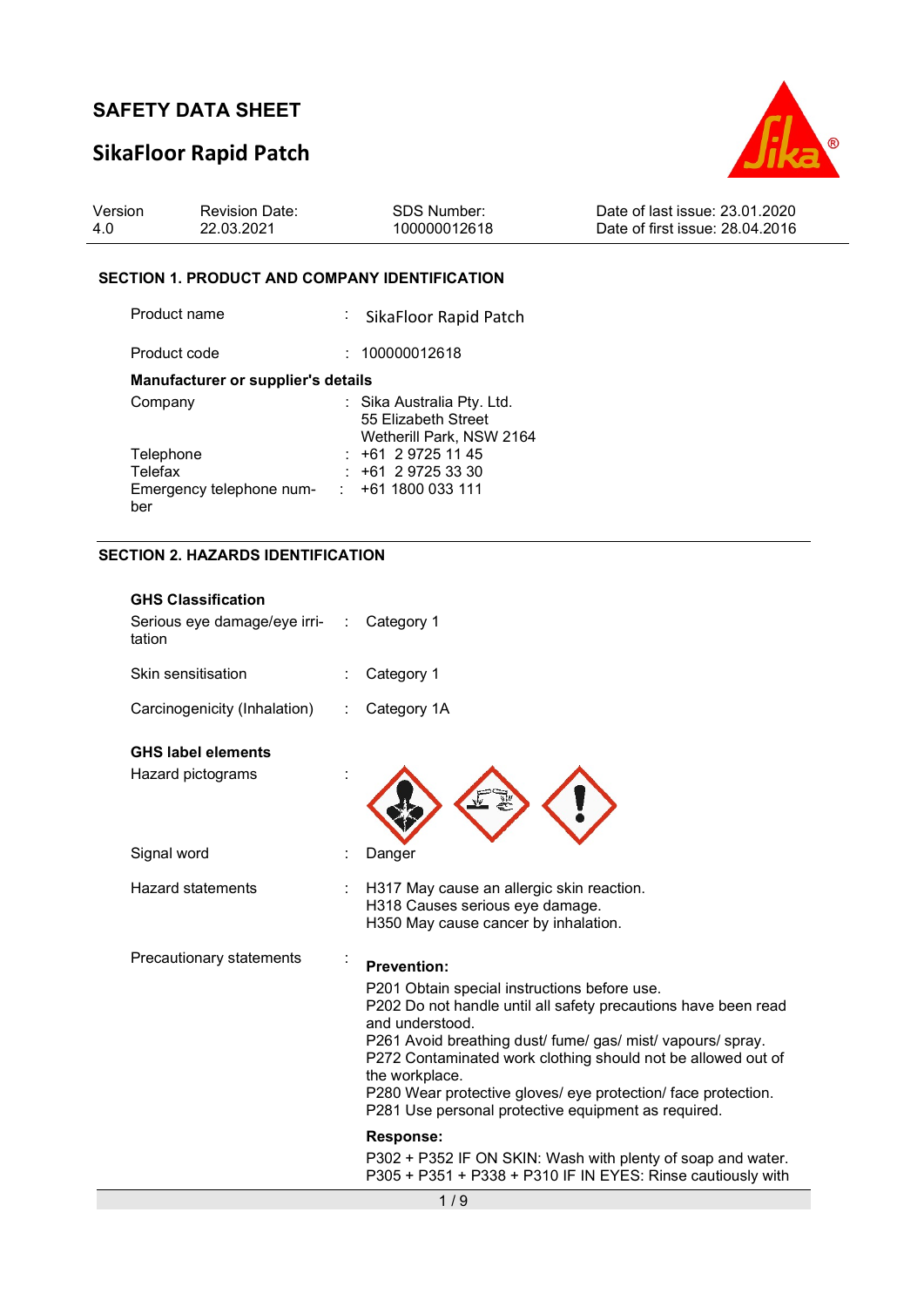# SAFETY DATA SHEET

## SikaFloor Rapid Patch

| Version | Revision Date: | SDS Number: | Date of last issue: 23.01.2020 |
|---|---|---|---|
| 4.0 | 22.03.2021 | 100000012618 | Date of first issue: 28.04.2016 |

### SECTION 1. PRODUCT AND COMPANY IDENTIFICATION

Product name : SikaFloor Rapid Patch

Product code : 100000012618

**Manufacturer or supplier's details**

Company : Sika Australia Pty. Ltd.
55 Elizabeth Street
Wetherill Park, NSW 2164

Telephone : +61 2 9725 11 45

Telefax : +61 2 9725 33 30

Emergency telephone number : +61 1800 033 111

### SECTION 2. HAZARDS IDENTIFICATION

**GHS Classification**

Serious eye damage/eye irritation : Category 1

Skin sensitisation : Category 1

Carcinogenicity (Inhalation) : Category 1A

**GHS label elements**

Hazard pictograms :

Signal word : Danger

Hazard statements : H317 May cause an allergic skin reaction.
H318 Causes serious eye damage.
H350 May cause cancer by inhalation.

Precautionary statements :

**Prevention:**

P201 Obtain special instructions before use.
P202 Do not handle until all safety precautions have been read and understood.
P261 Avoid breathing dust/ fume/ gas/ mist/ vapours/ spray.
P272 Contaminated work clothing should not be allowed out of the workplace.
P280 Wear protective gloves/ eye protection/ face protection.
P281 Use personal protective equipment as required.

**Response:**

P302 + P352 IF ON SKIN: Wash with plenty of soap and water.
P305 + P351 + P338 + P310 IF IN EYES: Rinse cautiously with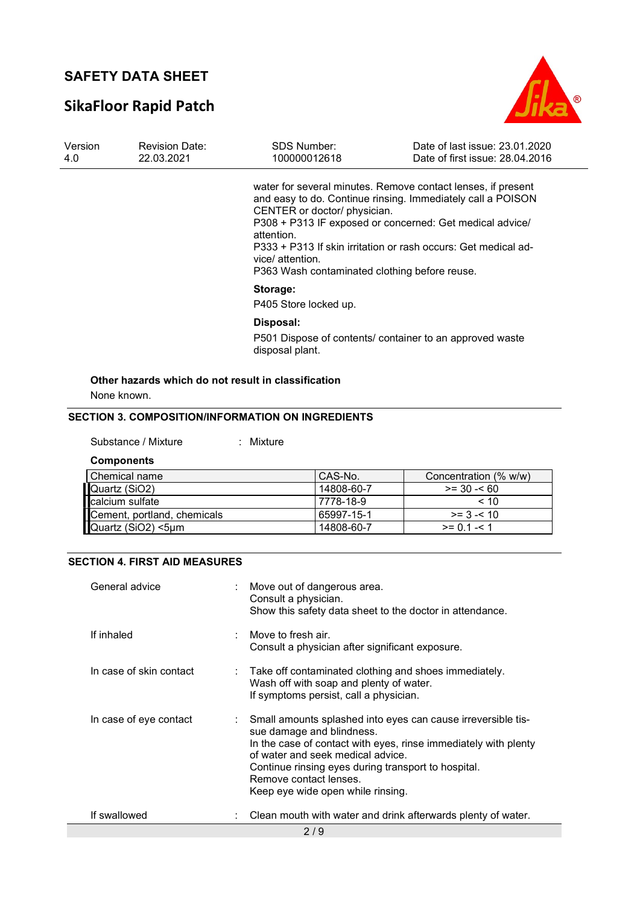water for several minutes. Remove contact lenses, if present and easy to do. Continue rinsing. Immediately call a POISON CENTER or doctor/ physician.
P308 + P313 IF exposed or concerned: Get medical advice/ attention.
P333 + P313 If skin irritation or rash occurs: Get medical advice/ attention.
P363 Wash contaminated clothing before reuse.

**Storage:**

P405 Store locked up.

**Disposal:**

P501 Dispose of contents/ container to an approved waste disposal plant.

**Other hazards which do not result in classification**

None known.

## SECTION 3. COMPOSITION/INFORMATION ON INGREDIENTS

Substance / Mixture : Mixture

**Components**

| Chemical name | CAS-No. | Concentration (% w/w) |
|---|---|---|
| Quartz ($SiO_2$) | 14808-60-7 | >= 30 -< 60 |
| calcium sulfate | 7778-18-9 | < 10 |
| Cement, portland, chemicals | 65997-15-1 | >= 3 -< 10 |
| Quartz ($SiO_2$) <5µm | 14808-60-7 | >= 0.1 -< 1 |

## SECTION 4. FIRST AID MEASURES

General advice : Move out of dangerous area.
Consult a physician.
Show this safety data sheet to the doctor in attendance.

If inhaled : Move to fresh air.
Consult a physician after significant exposure.

In case of skin contact : Take off contaminated clothing and shoes immediately.
Wash off with soap and plenty of water.
If symptoms persist, call a physician.

In case of eye contact : Small amounts splashed into eyes can cause irreversible tissue damage and blindness.
In the case of contact with eyes, rinse immediately with plenty of water and seek medical advice.
Continue rinsing eyes during transport to hospital.
Remove contact lenses.
Keep eye wide open while rinsing.

If swallowed : Clean mouth with water and drink afterwards plenty of water.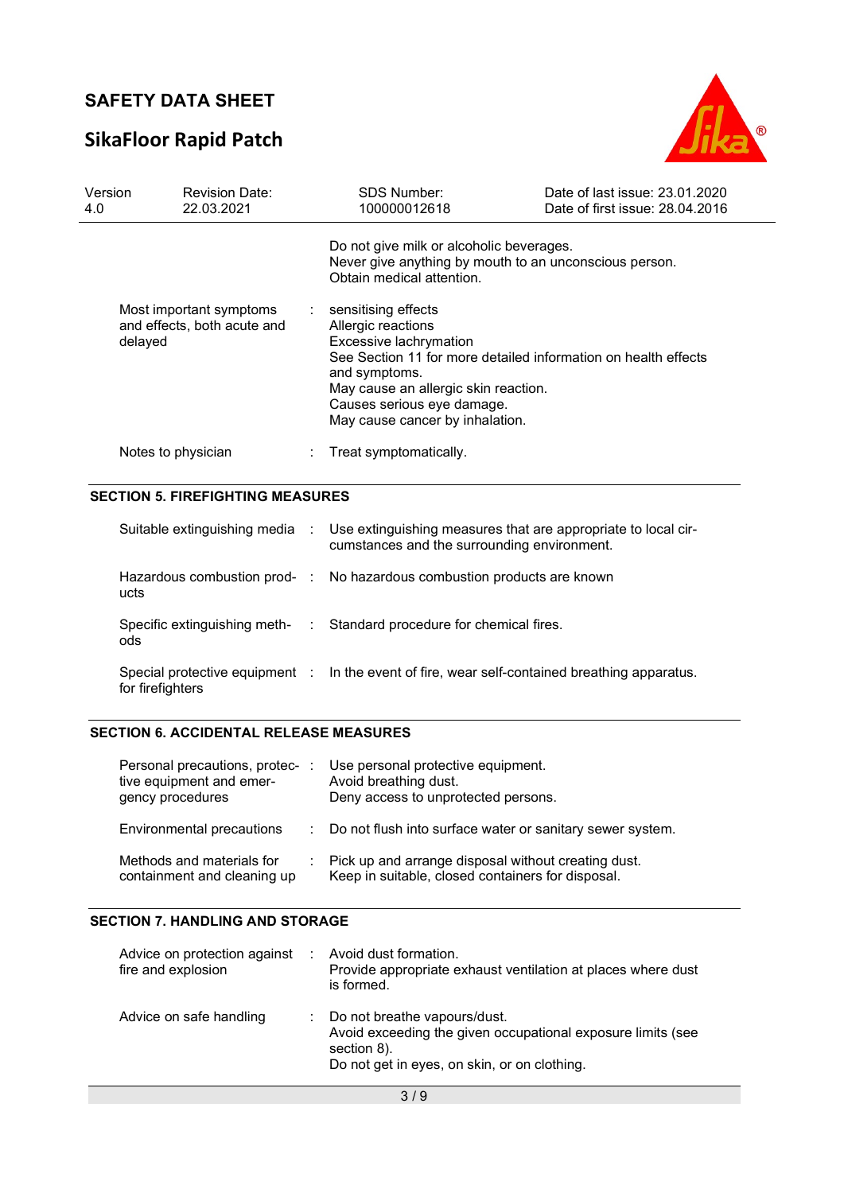| | | |
|---|---|---|
| | | Do not give milk or alcoholic beverages.<br>Never give anything by mouth to an unconscious person.<br>Obtain medical attention. |
| Most important symptoms and effects, both acute and delayed | : | sensitising effects<br>Allergic reactions<br>Excessive lachrymation<br>See Section 11 for more detailed information on health effects and symptoms.<br>May cause an allergic skin reaction.<br>Causes serious eye damage.<br>May cause cancer by inhalation. |
| Notes to physician | : | Treat symptomatically. |

## SECTION 5. FIREFIGHTING MEASURES

| | | |
|---|---|---|
| Suitable extinguishing media | : | Use extinguishing measures that are appropriate to local circumstances and the surrounding environment. |
| Hazardous combustion products | : | No hazardous combustion products are known |
| Specific extinguishing methods | : | Standard procedure for chemical fires. |
| Special protective equipment for firefighters | : | In the event of fire, wear self-contained breathing apparatus. |

## SECTION 6. ACCIDENTAL RELEASE MEASURES

| | | |
|---|---|---|
| Personal precautions, protective equipment and emergency procedures | : | Use personal protective equipment.<br>Avoid breathing dust.<br>Deny access to unprotected persons. |
| Environmental precautions | : | Do not flush into surface water or sanitary sewer system. |
| Methods and materials for containment and cleaning up | : | Pick up and arrange disposal without creating dust.<br>Keep in suitable, closed containers for disposal. |

## SECTION 7. HANDLING AND STORAGE

| | | |
|---|---|---|
| Advice on protection against fire and explosion | : | Avoid dust formation.<br>Provide appropriate exhaust ventilation at places where dust is formed. |
| Advice on safe handling | : | Do not breathe vapours/dust.<br>Avoid exceeding the given occupational exposure limits (see section 8).<br>Do not get in eyes, on skin, or on clothing. |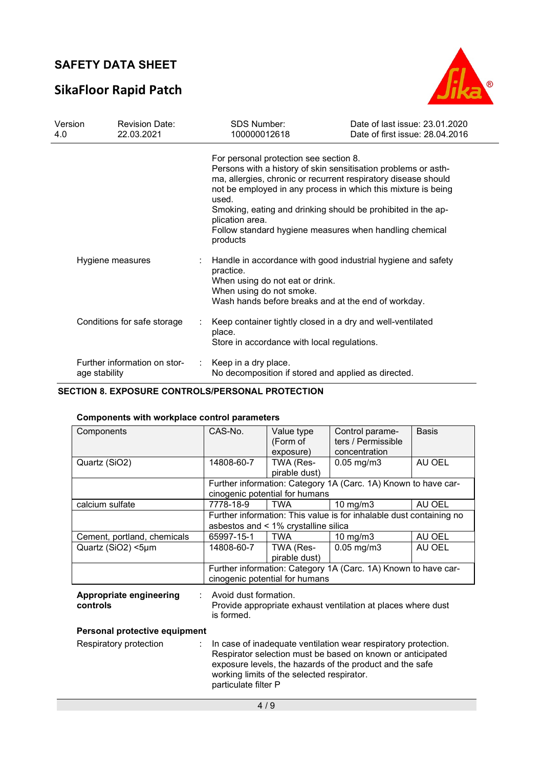For personal protection see section 8.
Persons with a history of skin sensitisation problems or asthma, allergies, chronic or recurrent respiratory disease should not be employed in any process in which this mixture is being used.
Smoking, eating and drinking should be prohibited in the application area.
Follow standard hygiene measures when handling chemical products

Hygiene measures : Handle in accordance with good industrial hygiene and safety practice.
When using do not eat or drink.
When using do not smoke.
Wash hands before breaks and at the end of workday.

Conditions for safe storage : Keep container tightly closed in a dry and well-ventilated place.
Store in accordance with local regulations.

Further information on storage stability : Keep in a dry place.
No decomposition if stored and applied as directed.

## SECTION 8. EXPOSURE CONTROLS/PERSONAL PROTECTION

### Components with workplace control parameters

| Components | CAS-No. | Value type (Form of exposure) | Control parameters / Permissible concentration | Basis |
|---|---|---|---|---|
| Quartz ($SiO_2$) | 14808-60-7 | TWA (Respirable dust) | 0.05 mg/m3 | AU OEL |
| | Further information: Category 1A (Carc. 1A) Known to have carcinogenic potential for humans | | | |
| calcium sulfate | 7778-18-9 | TWA | 10 mg/m3 | AU OEL |
| | Further information: This value is for inhalable dust containing no asbestos and < 1% crystalline silica | | | |
| Cement, portland, chemicals | 65997-15-1 | TWA | 10 mg/m3 | AU OEL |
| Quartz ($SiO_2$) <5µm | 14808-60-7 | TWA (Respirable dust) | 0.05 mg/m3 | AU OEL |
| | Further information: Category 1A (Carc. 1A) Known to have carcinogenic potential for humans | | | |

**Appropriate engineering controls** : Avoid dust formation.
Provide appropriate exhaust ventilation at places where dust is formed.

**Personal protective equipment**

Respiratory protection : In case of inadequate ventilation wear respiratory protection.
Respirator selection must be based on known or anticipated exposure levels, the hazards of the product and the safe working limits of the selected respirator.
particulate filter P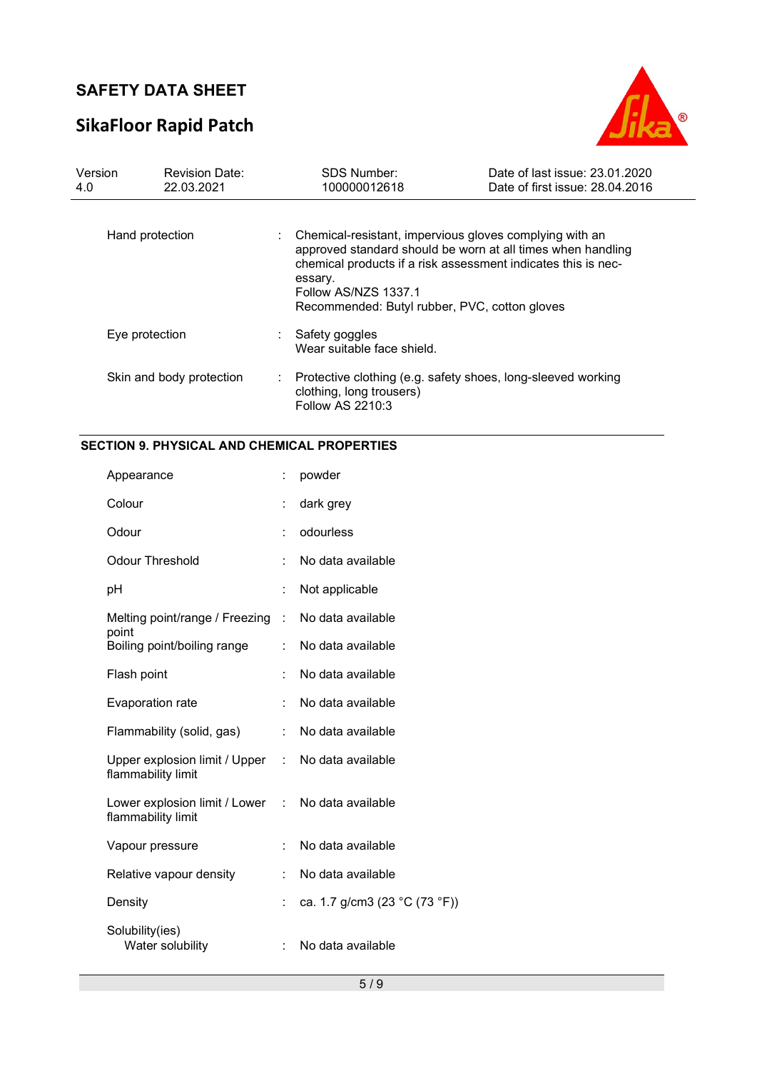| | | |
|---|---|---|
| Hand protection | : | Chemical-resistant, impervious gloves complying with an approved standard should be worn at all times when handling chemical products if a risk assessment indicates this is necessary.<br>Follow AS/NZS 1337.1<br>Recommended: Butyl rubber, PVC, cotton gloves |
| Eye protection | : | Safety goggles<br>Wear suitable face shield. |
| Skin and body protection | : | Protective clothing (e.g. safety shoes, long-sleeved working clothing, long trousers)<br>Follow AS 2210:3 |

## SECTION 9. PHYSICAL AND CHEMICAL PROPERTIES

| | | |
|---|---|---|
| Appearance | : | powder |
| Colour | : | dark grey |
| Odour | : | odourless |
| Odour Threshold | : | No data available |
| pH | : | Not applicable |
| Melting point/range / Freezing point | : | No data available |
| Boiling point/boiling range | : | No data available |
| Flash point | : | No data available |
| Evaporation rate | : | No data available |
| Flammability (solid, gas) | : | No data available |
| Upper explosion limit / Upper flammability limit | : | No data available |
| Lower explosion limit / Lower flammability limit | : | No data available |
| Vapour pressure | : | No data available |
| Relative vapour density | : | No data available |
| Density | : | ca. 1.7 g/cm3 (23 °C (73 °F)) |
| Solubility(ies)<br>Water solubility | : | No data available |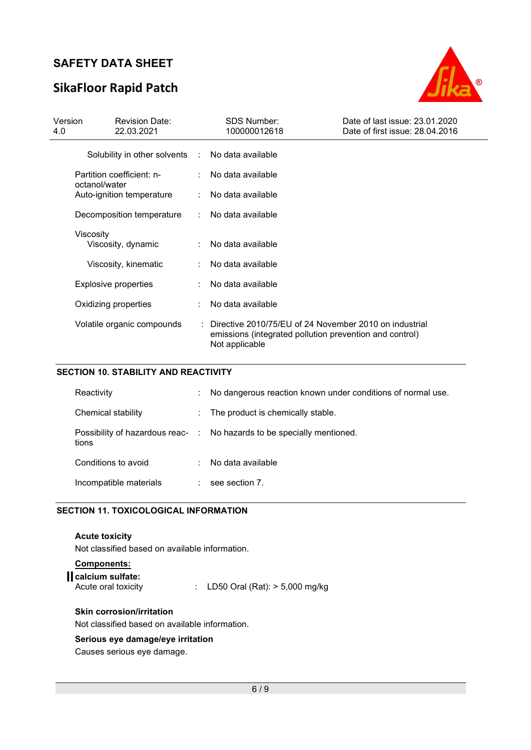| | | |
|---|---|---|
| Solubility in other solvents | : | No data available |
| Partition coefficient: n-octanol/water | : | No data available |
| Auto-ignition temperature | : | No data available |
| Decomposition temperature | : | No data available |
| Viscosity | | |
| Viscosity, dynamic | : | No data available |
| Viscosity, kinematic | : | No data available |
| Explosive properties | : | No data available |
| Oxidizing properties | : | No data available |
| Volatile organic compounds | : | Directive 2010/75/EU of 24 November 2010 on industrial emissions (integrated pollution prevention and control) Not applicable |

## SECTION 10. STABILITY AND REACTIVITY

| | | |
|---|---|---|
| Reactivity | : | No dangerous reaction known under conditions of normal use. |
| Chemical stability | : | The product is chemically stable. |
| Possibility of hazardous reactions | : | No hazards to be specially mentioned. |
| Conditions to avoid | : | No data available |
| Incompatible materials | : | see section 7. |

## SECTION 11. TOXICOLOGICAL INFORMATION

**Acute toxicity**

Not classified based on available information.

**Components:**

**calcium sulfate:**

Acute oral toxicity : LD50 Oral (Rat): > 5,000 mg/kg

**Skin corrosion/irritation**

Not classified based on available information.

**Serious eye damage/eye irritation**

Causes serious eye damage.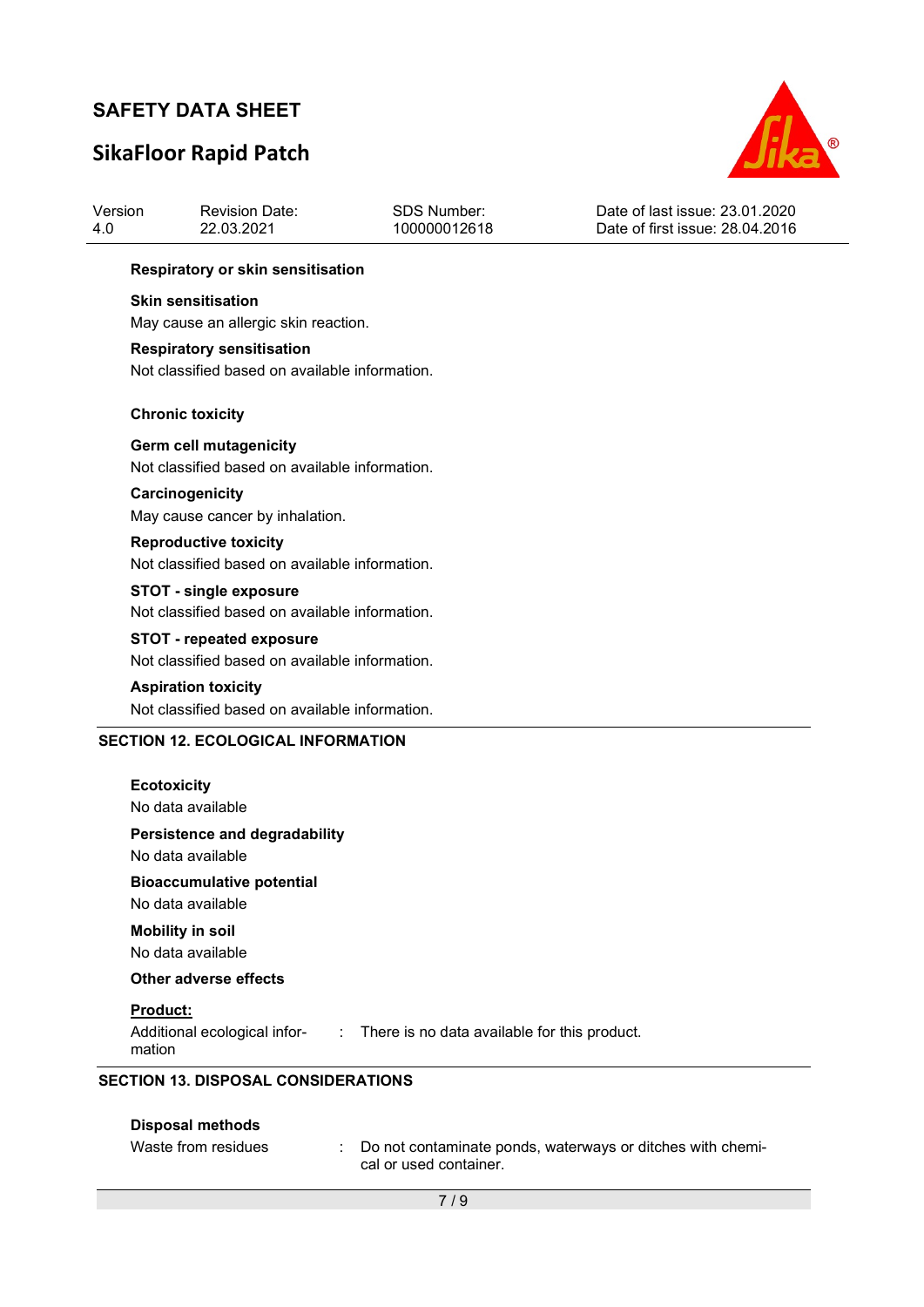**Respiratory or skin sensitisation**

**Skin sensitisation**

May cause an allergic skin reaction.

**Respiratory sensitisation**

Not classified based on available information.

**Chronic toxicity**

**Germ cell mutagenicity**

Not classified based on available information.

**Carcinogenicity**

May cause cancer by inhalation.

**Reproductive toxicity**

Not classified based on available information.

**STOT - single exposure**

Not classified based on available information.

**STOT - repeated exposure**

Not classified based on available information.

**Aspiration toxicity**

Not classified based on available information.

## SECTION 12. ECOLOGICAL INFORMATION

**Ecotoxicity**

No data available

**Persistence and degradability**

No data available

**Bioaccumulative potential**

No data available

**Mobility in soil**

No data available

**Other adverse effects**

**Product:**

Additional ecological information : There is no data available for this product.

## SECTION 13. DISPOSAL CONSIDERATIONS

**Disposal methods**

Waste from residues : Do not contaminate ponds, waterways or ditches with chemical or used container.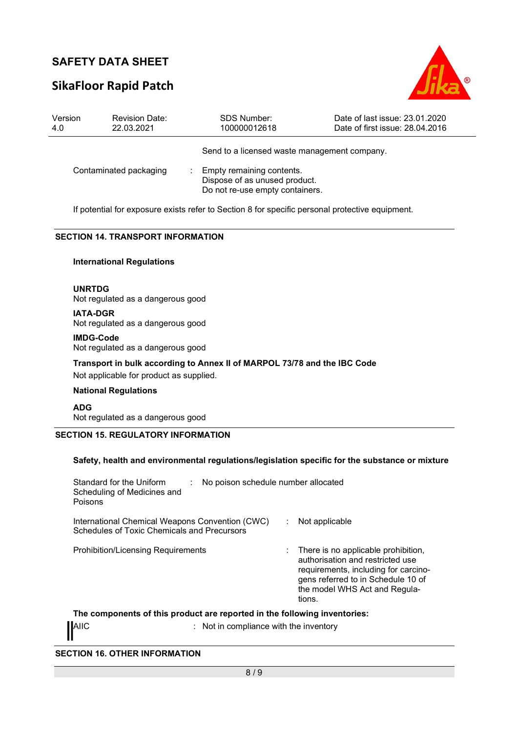Send to a licensed waste management company.

| | |
|---|---|
| Contaminated packaging | : Empty remaining contents. Dispose of as unused product. Do not re-use empty containers. |

If potential for exposure exists refer to Section 8 for specific personal protective equipment.

## SECTION 14. TRANSPORT INFORMATION

**International Regulations**

**UNRTDG**
Not regulated as a dangerous good

**IATA-DGR**
Not regulated as a dangerous good

**IMDG-Code**
Not regulated as a dangerous good

**Transport in bulk according to Annex II of MARPOL 73/78 and the IBC Code**
Not applicable for product as supplied.

**National Regulations**

**ADG**
Not regulated as a dangerous good

## SECTION 15. REGULATORY INFORMATION

**Safety, health and environmental regulations/legislation specific for the substance or mixture**

| | |
|---|---|
| Standard for the Uniform Scheduling of Medicines and Poisons | : No poison schedule number allocated |
| International Chemical Weapons Convention (CWC) Schedules of Toxic Chemicals and Precursors | : Not applicable |
| Prohibition/Licensing Requirements | : There is no applicable prohibition, authorisation and restricted use requirements, including for carcinogens referred to in Schedule 10 of the model WHS Act and Regulations. |

**The components of this product are reported in the following inventories:**

| | |
|---|---|
| AIIC | : Not in compliance with the inventory |

## SECTION 16. OTHER INFORMATION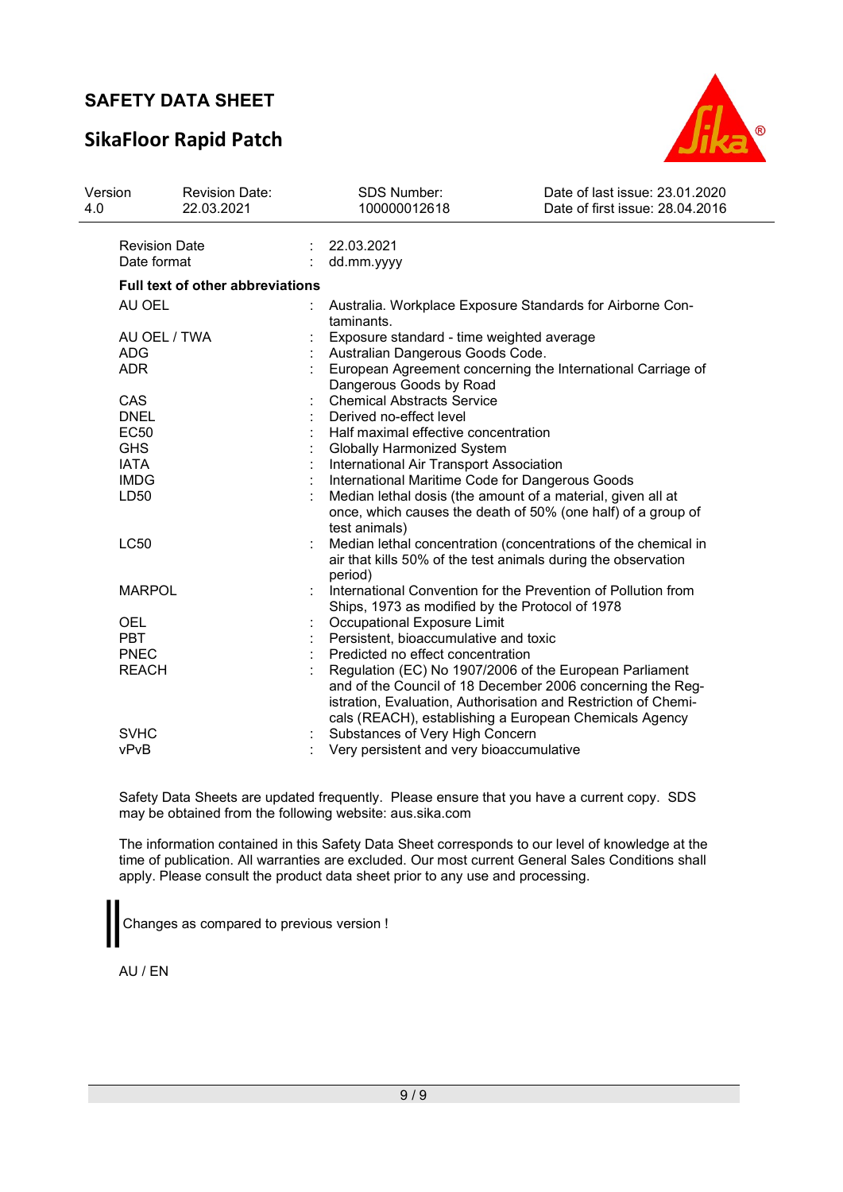| | | | |
|---|---|---|---|
| Version 4.0 | Revision Date: 22.03.2021 | SDS Number: 100000012618 | Date of last issue: 23.01.2020 Date of first issue: 28.04.2016 |

| | | |
|---|---|---|
| Revision Date | : | 22.03.2021 |
| Date format | : | dd.mm.yyyy |

**Full text of other abbreviations**

| | | |
|---|---|---|
| AU OEL | : | Australia. Workplace Exposure Standards for Airborne Contaminants. |
| AU OEL / TWA | : | Exposure standard - time weighted average |
| ADG | : | Australian Dangerous Goods Code. |
| ADR | : | European Agreement concerning the International Carriage of Dangerous Goods by Road |
| CAS | : | Chemical Abstracts Service |
| DNEL | : | Derived no-effect level |
| EC50 | : | Half maximal effective concentration |
| GHS | : | Globally Harmonized System |
| IATA | : | International Air Transport Association |
| IMDG | : | International Maritime Code for Dangerous Goods |
| LD50 | : | Median lethal dosis (the amount of a material, given all at once, which causes the death of 50% (one half) of a group of test animals) |
| LC50 | : | Median lethal concentration (concentrations of the chemical in air that kills 50% of the test animals during the observation period) |
| MARPOL | : | International Convention for the Prevention of Pollution from Ships, 1973 as modified by the Protocol of 1978 |
| OEL | : | Occupational Exposure Limit |
| PBT | : | Persistent, bioaccumulative and toxic |
| PNEC | : | Predicted no effect concentration |
| REACH | : | Regulation (EC) No 1907/2006 of the European Parliament and of the Council of 18 December 2006 concerning the Registration, Evaluation, Authorisation and Restriction of Chemicals (REACH), establishing a European Chemicals Agency |
| SVHC | : | Substances of Very High Concern |
| vPvB | : | Very persistent and very bioaccumulative |

Safety Data Sheets are updated frequently. Please ensure that you have a current copy. SDS may be obtained from the following website: aus.sika.com

The information contained in this Safety Data Sheet corresponds to our level of knowledge at the time of publication. All warranties are excluded. Our most current General Sales Conditions shall apply. Please consult the product data sheet prior to any use and processing.

|| Changes as compared to previous version !

AU / EN